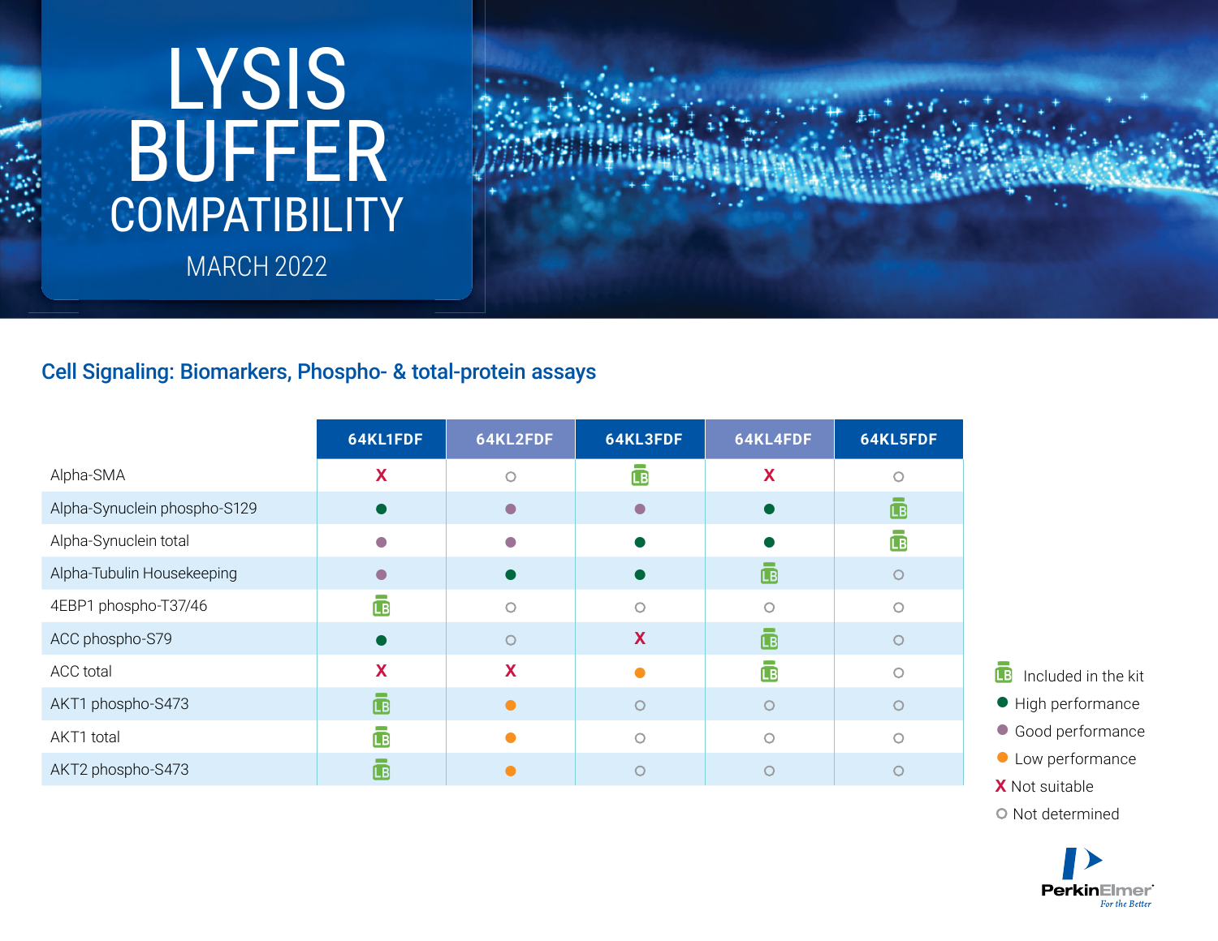# LYSIS BUFFER COMPATIBILITY

MARCH 2022

## Cell Signaling: Biomarkers, Phospho- & total-protein assays

| | 64KL1FDF | 64KL2FDF | 64KL3FDF | 64KL4FDF | 64KL5FDF |
|---|---|---|---|---|---|
| Alpha-SMA | X Not suitable | ○ Not determined | LB Included in the kit | X Not suitable | ○ Not determined |
| Alpha-Synuclein phospho-S129 | ● High performance | ● Good performance | ● Good performance | ● High performance | LB Included in the kit |
| Alpha-Synuclein total | ● Good performance | ● Good performance | ● High performance | ● High performance | LB Included in the kit |
| Alpha-Tubulin Housekeeping | ● Good performance | ● High performance | ● High performance | LB Included in the kit | ○ Not determined |
| 4EBP1 phospho-T37/46 | LB Included in the kit | ○ Not determined | ○ Not determined | ○ Not determined | ○ Not determined |
| ACC phospho-S79 | ● High performance | ○ Not determined | X Not suitable | LB Included in the kit | ○ Not determined |
| ACC total | X Not suitable | X Not suitable | ● Low performance | LB Included in the kit | ○ Not determined |
| AKT1 phospho-S473 | LB Included in the kit | ● Low performance | ○ Not determined | ○ Not determined | ○ Not determined |
| AKT1 total | LB Included in the kit | ● Low performance | ○ Not determined | ○ Not determined | ○ Not determined |
| AKT2 phospho-S473 | LB Included in the kit | ● Low performance | ○ Not determined | ○ Not determined | ○ Not determined |

- LB Included in the kit
- ● High performance
- ● Good performance
- ● Low performance
- X Not suitable
- ○ Not determined

PerkinElmer
For the Better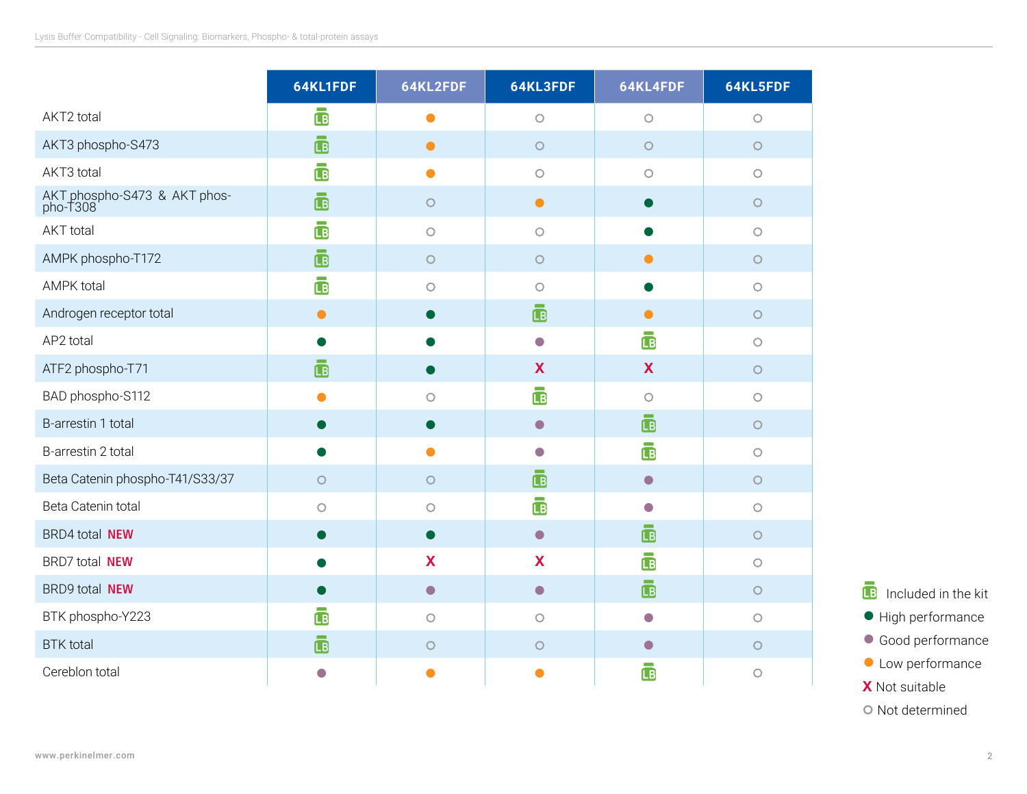|  | 64KL1FDF | 64KL2FDF | 64KL3FDF | 64KL4FDF | 64KL5FDF |
|---|---|---|---|---|---|
| AKT2 total | LB | Low performance | Not determined | Not determined | Not determined |
| AKT3 phospho-S473 | LB | Low performance | Not determined | Not determined | Not determined |
| AKT3 total | LB | Low performance | Not determined | Not determined | Not determined |
| AKT phospho-S473 & AKT phospho-T308 | LB | Not determined | Low performance | High performance | Not determined |
| AKT total | LB | Not determined | Not determined | High performance | Not determined |
| AMPK phospho-T172 | LB | Not determined | Not determined | Low performance | Not determined |
| AMPK total | LB | Not determined | Not determined | High performance | Not determined |
| Androgen receptor total | Low performance | High performance | LB | Low performance | Not determined |
| AP2 total | High performance | High performance | Good performance | LB | Not determined |
| ATF2 phospho-T71 | LB | High performance | X | X | Not determined |
| BAD phospho-S112 | Low performance | Not determined | LB | Not determined | Not determined |
| B-arrestin 1 total | High performance | High performance | Good performance | LB | Not determined |
| B-arrestin 2 total | High performance | Low performance | Good performance | LB | Not determined |
| Beta Catenin phospho-T41/S33/37 | Not determined | Not determined | LB | Good performance | Not determined |
| Beta Catenin total | Not determined | Not determined | LB | Good performance | Not determined |
| BRD4 total **NEW** | High performance | High performance | Good performance | LB | Not determined |
| BRD7 total **NEW** | High performance | X | X | LB | Not determined |
| BRD9 total **NEW** | High performance | Good performance | Good performance | LB | Not determined |
| BTK phospho-Y223 | LB | Not determined | Not determined | Good performance | Not determined |
| BTK total | LB | Not determined | Not determined | Good performance | Not determined |
| Cereblon total | Good performance | Low performance | Low performance | LB | Not determined |

- LB Included in the kit
- ● High performance
- ● Good performance
- ● Low performance
- X Not suitable
- ○ Not determined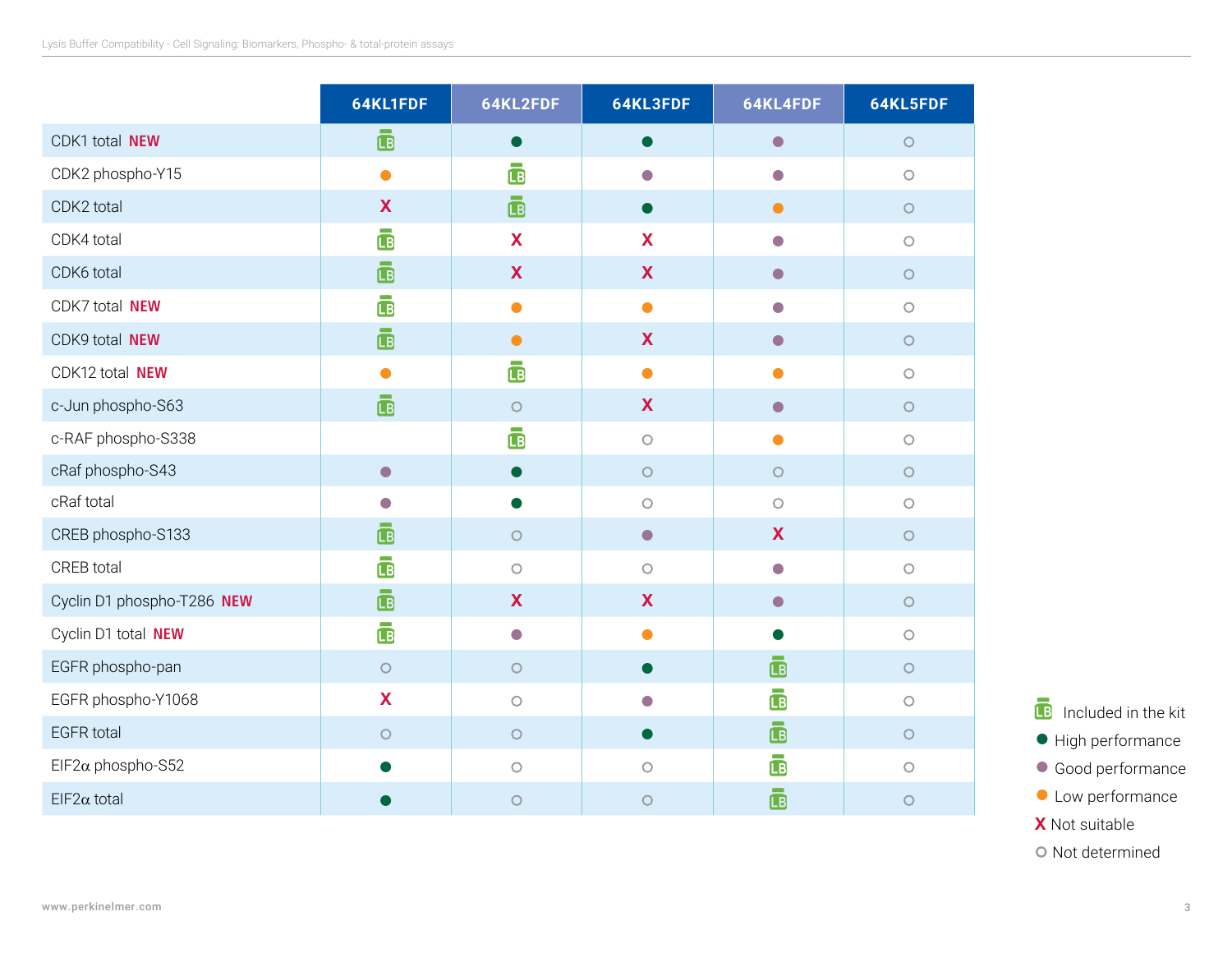| | 64KL1FDF | 64KL2FDF | 64KL3FDF | 64KL4FDF | 64KL5FDF |
|---|---|---|---|---|---|
| CDK1 total **NEW** | LB | High performance | High performance | Good performance | Not determined |
| CDK2 phospho-Y15 | Low performance | LB | Good performance | Good performance | Not determined |
| CDK2 total | X | LB | High performance | Low performance | Not determined |
| CDK4 total | LB | X | X | Good performance | Not determined |
| CDK6 total | LB | X | X | Good performance | Not determined |
| CDK7 total **NEW** | LB | Low performance | Low performance | Good performance | Not determined |
| CDK9 total **NEW** | LB | Low performance | X | Good performance | Not determined |
| CDK12 total **NEW** | Low performance | LB | Low performance | Low performance | Not determined |
| c-Jun phospho-S63 | LB | Not determined | X | Good performance | Not determined |
| c-RAF phospho-S338 | | LB | Not determined | Low performance | Not determined |
| cRaf phospho-S43 | Good performance | High performance | Not determined | Not determined | Not determined |
| cRaf total | Good performance | High performance | Not determined | Not determined | Not determined |
| CREB phospho-S133 | LB | Not determined | Good performance | X | Not determined |
| CREB total | LB | Not determined | Not determined | Good performance | Not determined |
| Cyclin D1 phospho-T286 **NEW** | LB | X | X | Good performance | Not determined |
| Cyclin D1 total **NEW** | LB | Good performance | Low performance | High performance | Not determined |
| EGFR phospho-pan | Not determined | Not determined | High performance | LB | Not determined |
| EGFR phospho-Y1068 | X | Not determined | Good performance | LB | Not determined |
| EGFR total | Not determined | Not determined | High performance | LB | Not determined |
| EIF2α phospho-S52 | High performance | Not determined | Not determined | LB | Not determined |
| EIF2α total | High performance | Not determined | Not determined | LB | Not determined |

LB Included in the kit
● High performance
● Good performance
● Low performance
X Not suitable
○ Not determined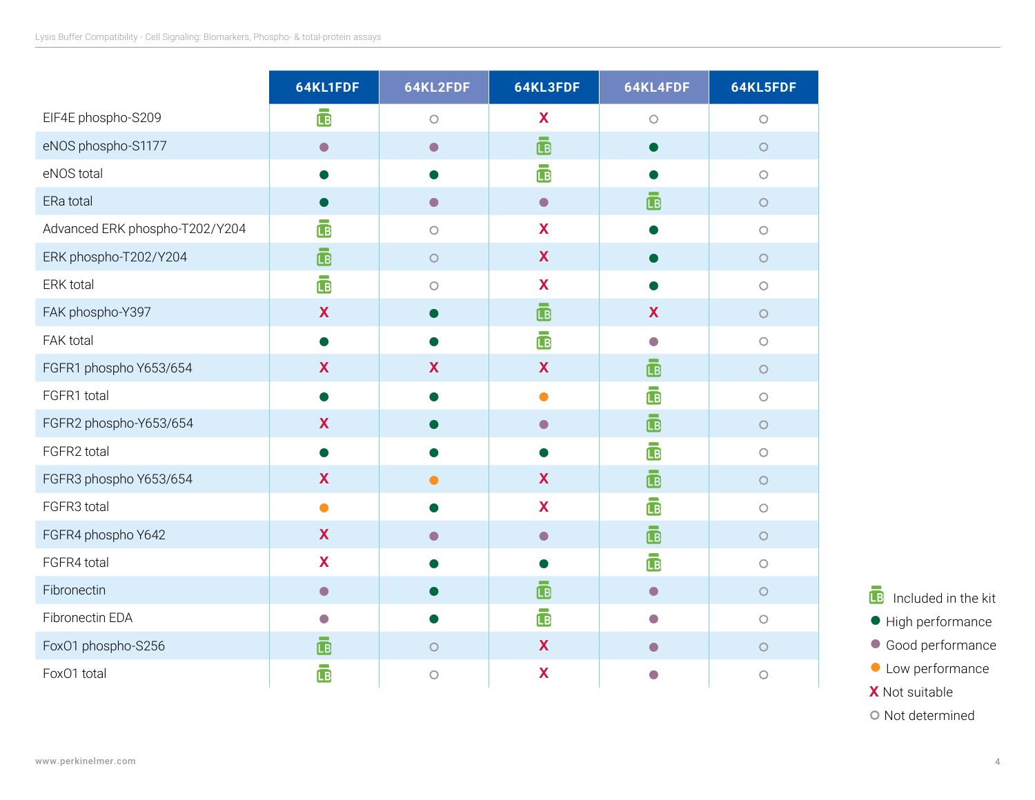| | 64KL1FDF | 64KL2FDF | 64KL3FDF | 64KL4FDF | 64KL5FDF |
|---|---|---|---|---|---|
| EIF4E phospho-S209 | LB | ○ | X | ○ | ○ |
| eNOS phospho-S1177 | ● Good | ● Good | LB | ● High | ○ |
| eNOS total | ● High | ● High | LB | ● High | ○ |
| ERa total | ● High | ● Good | ● Good | LB | ○ |
| Advanced ERK phospho-T202/Y204 | LB | ○ | X | ● High | ○ |
| ERK phospho-T202/Y204 | LB | ○ | X | ● High | ○ |
| ERK total | LB | ○ | X | ● High | ○ |
| FAK phospho-Y397 | X | ● High | LB | X | ○ |
| FAK total | ● High | ● High | LB | ● Good | ○ |
| FGFR1 phospho Y653/654 | X | X | X | LB | ○ |
| FGFR1 total | ● High | ● High | ● Low | LB | ○ |
| FGFR2 phospho-Y653/654 | X | ● High | ● Good | LB | ○ |
| FGFR2 total | ● High | ● High | ● High | LB | ○ |
| FGFR3 phospho Y653/654 | X | ● Low | X | LB | ○ |
| FGFR3 total | ● Low | ● High | X | LB | ○ |
| FGFR4 phospho Y642 | X | ● Good | ● Good | LB | ○ |
| FGFR4 total | X | ● High | ● High | LB | ○ |
| Fibronectin | ● Good | ● High | LB | ● Good | ○ |
| Fibronectin EDA | ● Good | ● High | LB | ● Good | ○ |
| FoxO1 phospho-S256 | LB | ○ | X | ● Good | ○ |
| FoxO1 total | LB | ○ | X | ● Good | ○ |

LB Included in the kit
● High performance
● Good performance
● Low performance
X Not suitable
○ Not determined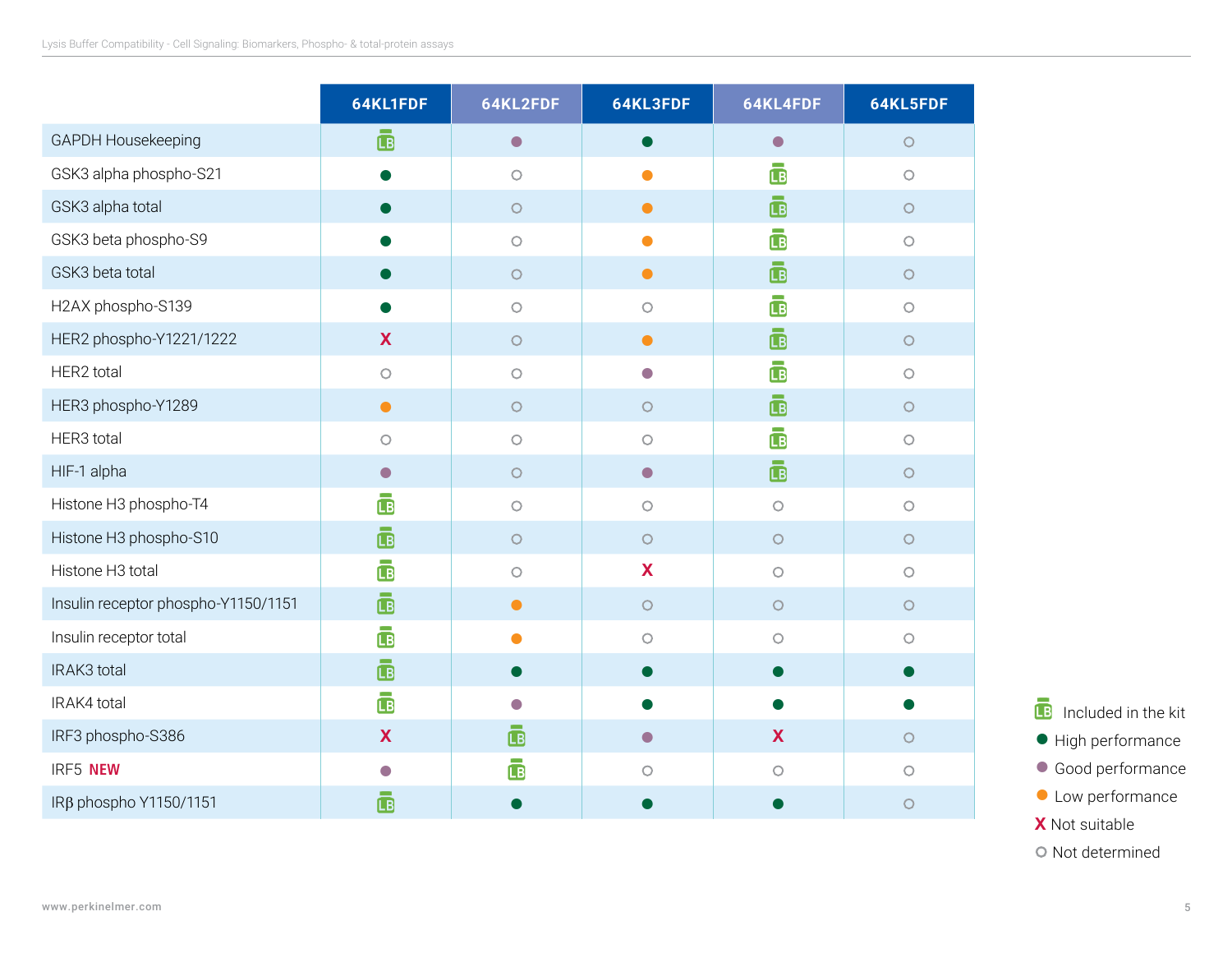| | 64KL1FDF | 64KL2FDF | 64KL3FDF | 64KL4FDF | 64KL5FDF |
|---|---|---|---|---|---|
| GAPDH Housekeeping | LB | Good performance | High performance | Good performance | Not determined |
| GSK3 alpha phospho-S21 | High performance | Not determined | Low performance | LB | Not determined |
| GSK3 alpha total | High performance | Not determined | Low performance | LB | Not determined |
| GSK3 beta phospho-S9 | High performance | Not determined | Low performance | LB | Not determined |
| GSK3 beta total | High performance | Not determined | Low performance | LB | Not determined |
| H2AX phospho-S139 | High performance | Not determined | Not determined | LB | Not determined |
| HER2 phospho-Y1221/1222 | X | Not determined | Low performance | LB | Not determined |
| HER2 total | Not determined | Not determined | Good performance | LB | Not determined |
| HER3 phospho-Y1289 | Low performance | Not determined | Not determined | LB | Not determined |
| HER3 total | Not determined | Not determined | Not determined | LB | Not determined |
| HIF-1 alpha | Good performance | Not determined | Good performance | LB | Not determined |
| Histone H3 phospho-T4 | LB | Not determined | Not determined | Not determined | Not determined |
| Histone H3 phospho-S10 | LB | Not determined | Not determined | Not determined | Not determined |
| Histone H3 total | LB | Not determined | X | Not determined | Not determined |
| Insulin receptor phospho-Y1150/1151 | LB | Low performance | Not determined | Not determined | Not determined |
| Insulin receptor total | LB | Low performance | Not determined | Not determined | Not determined |
| IRAK3 total | LB | High performance | High performance | High performance | High performance |
| IRAK4 total | LB | Good performance | High performance | High performance | High performance |
| IRF3 phospho-S386 | X | LB | Good performance | X | Not determined |
| IRF5 **NEW** | Good performance | LB | Not determined | Not determined | Not determined |
| IRβ phospho Y1150/1151 | LB | High performance | High performance | High performance | Not determined |

LB Included in the kit
● High performance
● Good performance
● Low performance
X Not suitable
○ Not determined

www.perkinelmer.com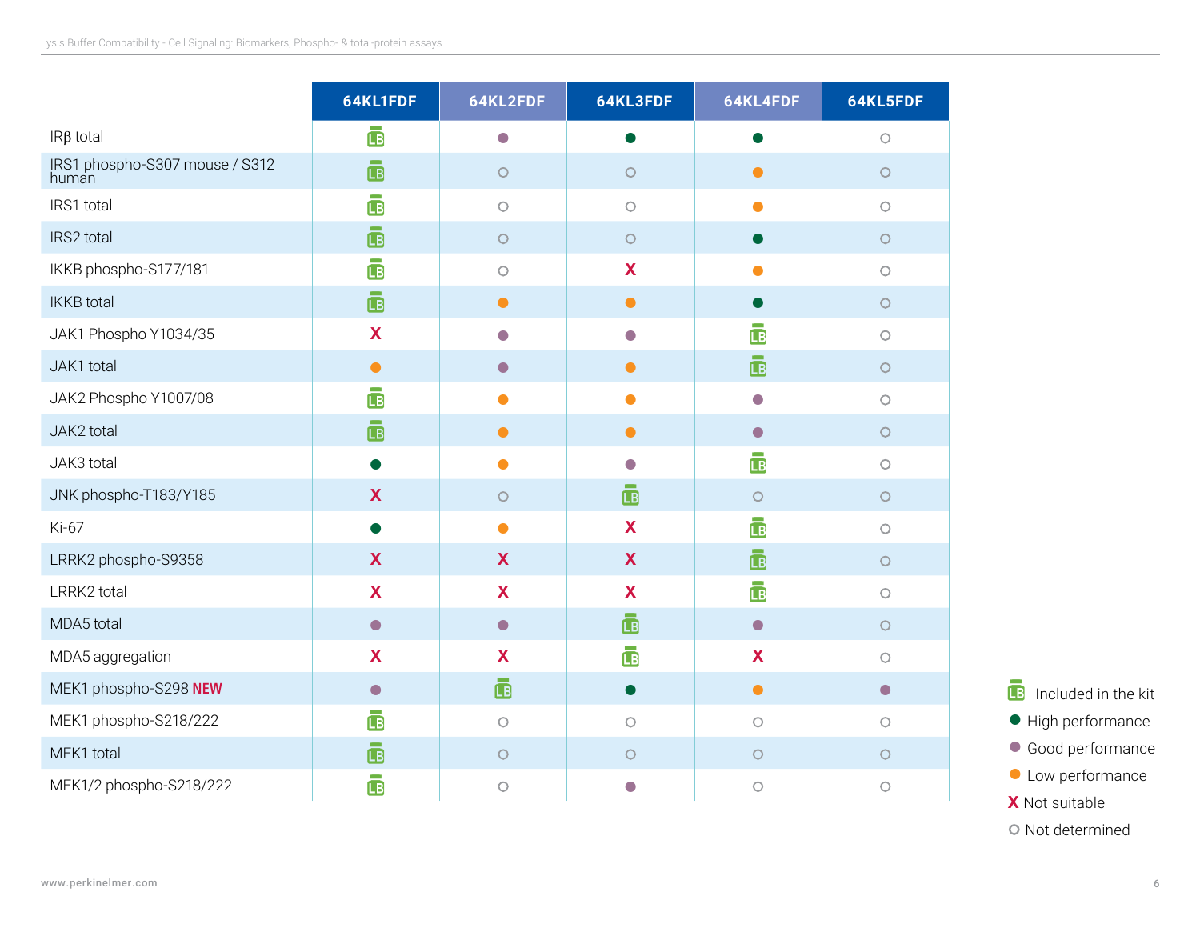| | 64KL1FDF | 64KL2FDF | 64KL3FDF | 64KL4FDF | 64KL5FDF |
|---|---|---|---|---|---|
| IRβ total | LB | Good performance | High performance | High performance | Not determined |
| IRS1 phospho-S307 mouse / S312 human | LB | Not determined | Not determined | Low performance | Not determined |
| IRS1 total | LB | Not determined | Not determined | Low performance | Not determined |
| IRS2 total | LB | Not determined | Not determined | High performance | Not determined |
| IKKB phospho-S177/181 | LB | Not determined | X | Low performance | Not determined |
| IKKB total | LB | Low performance | Low performance | High performance | Not determined |
| JAK1 Phospho Y1034/35 | X | Good performance | Good performance | LB | Not determined |
| JAK1 total | Low performance | Good performance | Low performance | LB | Not determined |
| JAK2 Phospho Y1007/08 | LB | Low performance | Low performance | Good performance | Not determined |
| JAK2 total | LB | Low performance | Low performance | Good performance | Not determined |
| JAK3 total | High performance | Low performance | Good performance | LB | Not determined |
| JNK phospho-T183/Y185 | X | Not determined | LB | Not determined | Not determined |
| Ki-67 | High performance | Low performance | X | LB | Not determined |
| LRRK2 phospho-S9358 | X | X | X | LB | Not determined |
| LRRK2 total | X | X | X | LB | Not determined |
| MDA5 total | Good performance | Good performance | LB | Good performance | Not determined |
| MDA5 aggregation | X | X | LB | X | Not determined |
| MEK1 phospho-S298 **NEW** | Good performance | LB | High performance | Low performance | Good performance |
| MEK1 phospho-S218/222 | LB | Not determined | Not determined | Not determined | Not determined |
| MEK1 total | LB | Not determined | Not determined | Not determined | Not determined |
| MEK1/2 phospho-S218/222 | LB | Not determined | Good performance | Not determined | Not determined |

- LB Included in the kit
- ● High performance
- ● Good performance
- ● Low performance
- X Not suitable
- ○ Not determined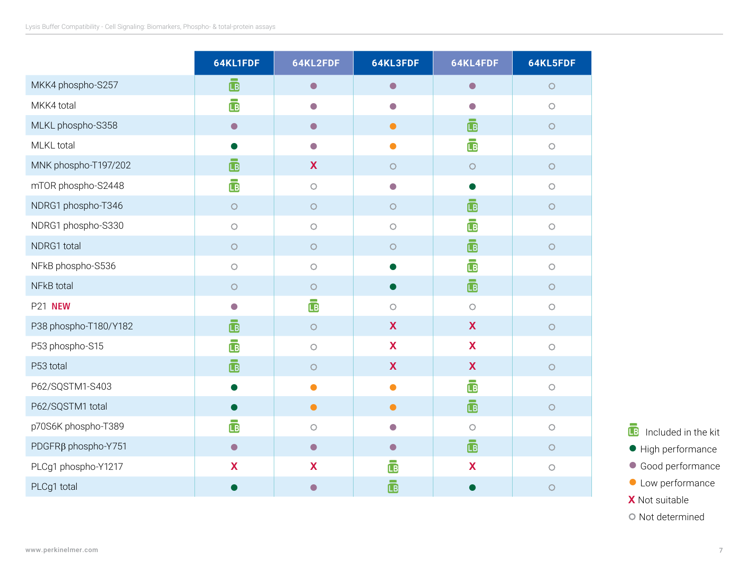| | 64KL1FDF | 64KL2FDF | 64KL3FDF | 64KL4FDF | 64KL5FDF |
|---|---|---|---|---|---|
| MKK4 phospho-S257 | LB | ● Good | ● Good | ● Good | ○ |
| MKK4 total | LB | ● Good | ● Good | ● Good | ○ |
| MLKL phospho-S358 | ● Good | ● Good | ● Low | LB | ○ |
| MLKL total | ● High | ● Good | ● Low | LB | ○ |
| MNK phospho-T197/202 | LB | X | ○ | ○ | ○ |
| mTOR phospho-S2448 | LB | ○ | ● Good | ● High | ○ |
| NDRG1 phospho-T346 | ○ | ○ | ○ | LB | ○ |
| NDRG1 phospho-S330 | ○ | ○ | ○ | LB | ○ |
| NDRG1 total | ○ | ○ | ○ | LB | ○ |
| NFkB phospho-S536 | ○ | ○ | ● High | LB | ○ |
| NFkB total | ○ | ○ | ● High | LB | ○ |
| P21 **NEW** | ● Good | LB | ○ | ○ | ○ |
| P38 phospho-T180/Y182 | LB | ○ | X | X | ○ |
| P53 phospho-S15 | LB | ○ | X | X | ○ |
| P53 total | LB | ○ | X | X | ○ |
| P62/SQSTM1-S403 | ● High | ● Low | ● Low | LB | ○ |
| P62/SQSTM1 total | ● High | ● Low | ● Low | LB | ○ |
| p70S6K phospho-T389 | LB | ○ | ● Good | ○ | ○ |
| PDGFRβ phospho-Y751 | ● Good | ● Good | ● Good | LB | ○ |
| PLCg1 phospho-Y1217 | X | X | LB | X | ○ |
| PLCg1 total | ● High | ● Good | LB | ● High | ○ |

- LB Included in the kit
- ● High performance
- ● Good performance
- ● Low performance
- X Not suitable
- ○ Not determined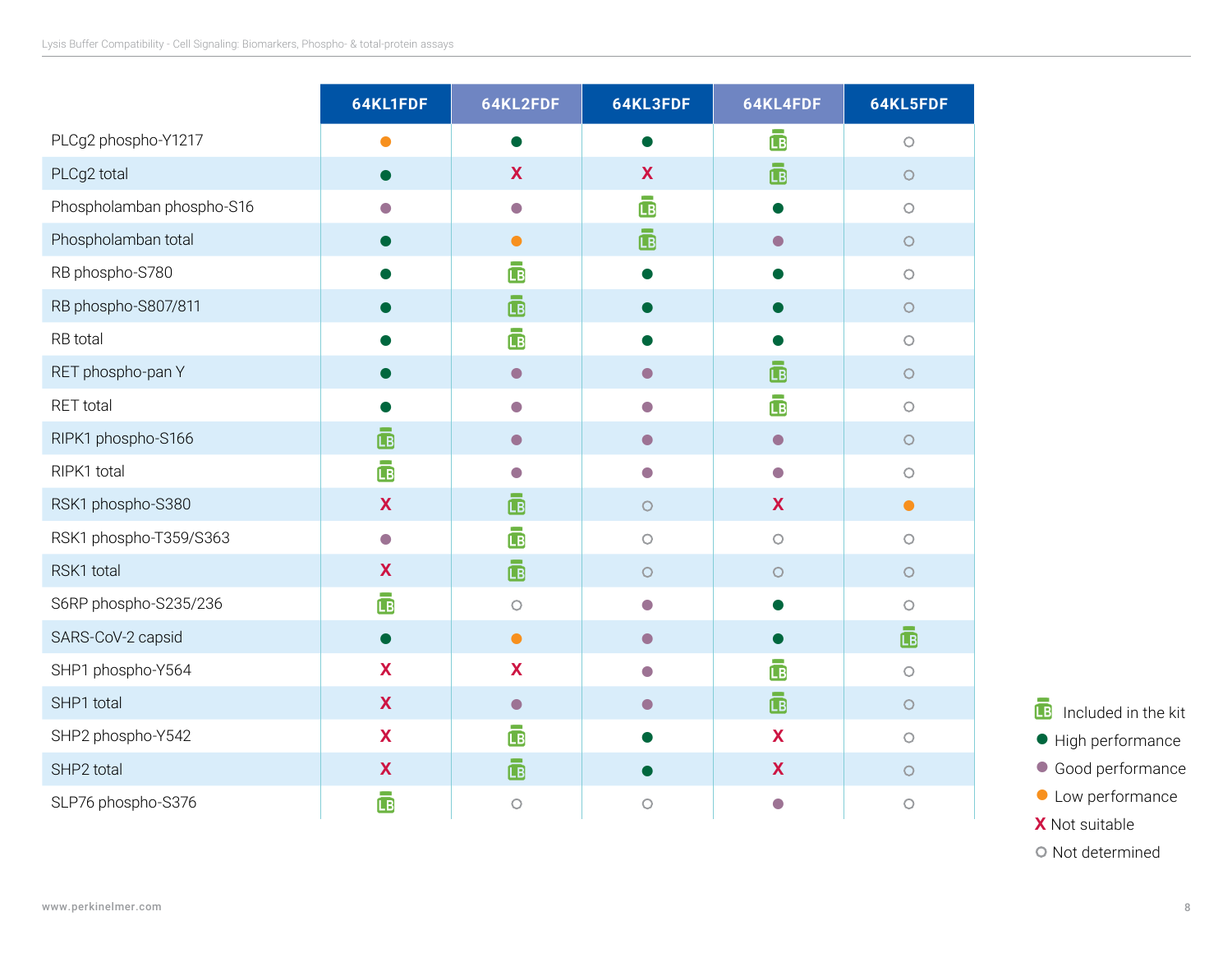| | 64KL1FDF | 64KL2FDF | 64KL3FDF | 64KL4FDF | 64KL5FDF |
|---|---|---|---|---|---|
| PLCg2 phospho-Y1217 | Low performance | High performance | High performance | Included in the kit | Not determined |
| PLCg2 total | High performance | Not suitable | Not suitable | Included in the kit | Not determined |
| Phospholamban phospho-S16 | Good performance | Good performance | Included in the kit | High performance | Not determined |
| Phospholamban total | High performance | Low performance | Included in the kit | Good performance | Not determined |
| RB phospho-S780 | High performance | Included in the kit | High performance | High performance | Not determined |
| RB phospho-S807/811 | High performance | Included in the kit | High performance | High performance | Not determined |
| RB total | High performance | Included in the kit | High performance | High performance | Not determined |
| RET phospho-pan Y | High performance | Good performance | Good performance | Included in the kit | Not determined |
| RET total | High performance | Good performance | Good performance | Included in the kit | Not determined |
| RIPK1 phospho-S166 | Included in the kit | Good performance | Good performance | Good performance | Not determined |
| RIPK1 total | Included in the kit | Good performance | Good performance | Good performance | Not determined |
| RSK1 phospho-S380 | Not suitable | Included in the kit | Not determined | Not suitable | Low performance |
| RSK1 phospho-T359/S363 | Good performance | Included in the kit | Not determined | Not determined | Not determined |
| RSK1 total | Not suitable | Included in the kit | Not determined | Not determined | Not determined |
| S6RP phospho-S235/236 | Included in the kit | Not determined | Good performance | High performance | Not determined |
| SARS-CoV-2 capsid | High performance | Low performance | Good performance | High performance | Included in the kit |
| SHP1 phospho-Y564 | Not suitable | Not suitable | Good performance | Included in the kit | Not determined |
| SHP1 total | Not suitable | Good performance | Good performance | Included in the kit | Not determined |
| SHP2 phospho-Y542 | Not suitable | Included in the kit | High performance | Not suitable | Not determined |
| SHP2 total | Not suitable | Included in the kit | High performance | Not suitable | Not determined |
| SLP76 phospho-S376 | Included in the kit | Not determined | Not determined | Good performance | Not determined |

LB Included in the kit
● High performance
● Good performance
● Low performance
X Not suitable
○ Not determined

www.perkinelmer.com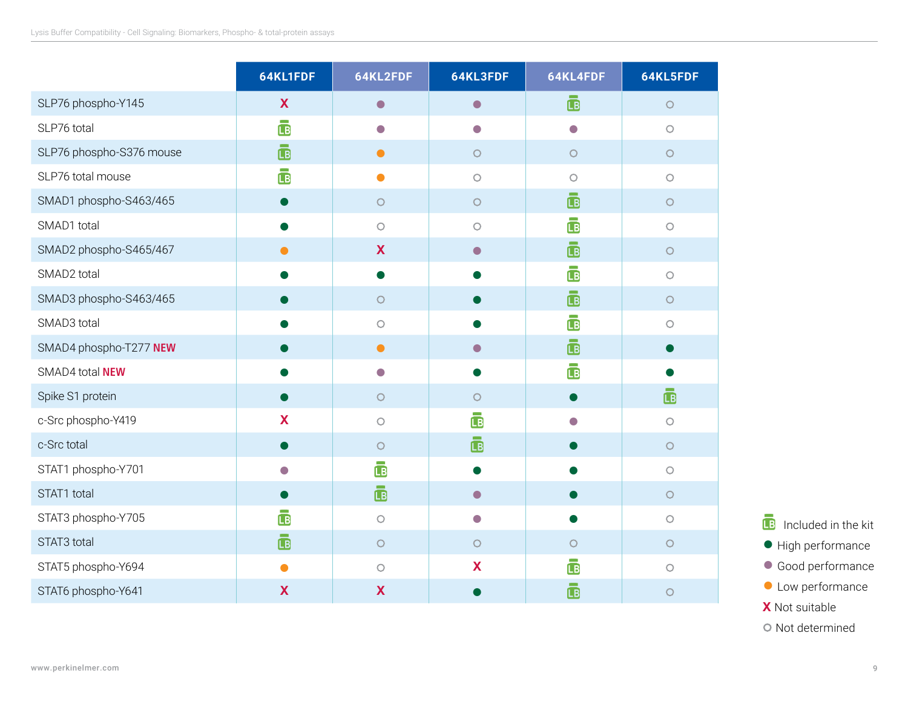| | 64KL1FDF | 64KL2FDF | 64KL3FDF | 64KL4FDF | 64KL5FDF |
|---|---|---|---|---|---|
| SLP76 phospho-Y145 | X | Good performance | Good performance | Included in the kit | Not determined |
| SLP76 total | Included in the kit | Good performance | Good performance | Good performance | Not determined |
| SLP76 phospho-S376 mouse | Included in the kit | Low performance | Not determined | Not determined | Not determined |
| SLP76 total mouse | Included in the kit | Low performance | Not determined | Not determined | Not determined |
| SMAD1 phospho-S463/465 | High performance | Not determined | Not determined | Included in the kit | Not determined |
| SMAD1 total | High performance | Not determined | Not determined | Included in the kit | Not determined |
| SMAD2 phospho-S465/467 | Low performance | X | Good performance | Included in the kit | Not determined |
| SMAD2 total | High performance | High performance | High performance | Included in the kit | Not determined |
| SMAD3 phospho-S463/465 | High performance | Not determined | High performance | Included in the kit | Not determined |
| SMAD3 total | High performance | Not determined | High performance | Included in the kit | Not determined |
| SMAD4 phospho-T277 **NEW** | High performance | Low performance | Good performance | Included in the kit | High performance |
| SMAD4 total **NEW** | High performance | Good performance | High performance | Included in the kit | High performance |
| Spike S1 protein | High performance | Not determined | Not determined | High performance | Included in the kit |
| c-Src phospho-Y419 | X | Not determined | Included in the kit | Good performance | Not determined |
| c-Src total | High performance | Not determined | Included in the kit | High performance | Not determined |
| STAT1 phospho-Y701 | Good performance | Included in the kit | High performance | High performance | Not determined |
| STAT1 total | High performance | Included in the kit | Good performance | High performance | Not determined |
| STAT3 phospho-Y705 | Included in the kit | Not determined | Good performance | High performance | Not determined |
| STAT3 total | Included in the kit | Not determined | Not determined | Not determined | Not determined |
| STAT5 phospho-Y694 | Low performance | Not determined | X | Included in the kit | Not determined |
| STAT6 phospho-Y641 | X | X | High performance | Included in the kit | Not determined |

- LB Included in the kit
- ● High performance
- ● Good performance
- ● Low performance
- X Not suitable
- ○ Not determined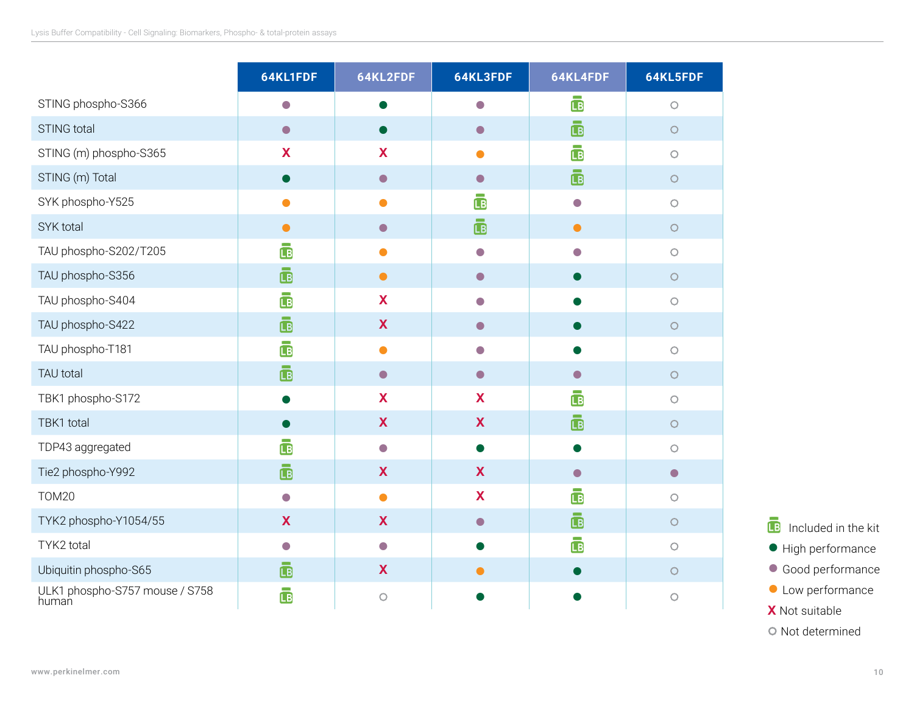| | 64KL1FDF | 64KL2FDF | 64KL3FDF | 64KL4FDF | 64KL5FDF |
|---|---|---|---|---|---|
| STING phospho-S366 | Good performance | High performance | Good performance | Included in the kit | Not determined |
| STING total | Good performance | High performance | Good performance | Included in the kit | Not determined |
| STING (m) phospho-S365 | Not suitable | Not suitable | Low performance | Included in the kit | Not determined |
| STING (m) Total | High performance | Good performance | Good performance | Included in the kit | Not determined |
| SYK phospho-Y525 | Low performance | Low performance | Included in the kit | Good performance | Not determined |
| SYK total | Low performance | Good performance | Included in the kit | Low performance | Not determined |
| TAU phospho-S202/T205 | Included in the kit | Low performance | Good performance | Good performance | Not determined |
| TAU phospho-S356 | Included in the kit | Low performance | Good performance | High performance | Not determined |
| TAU phospho-S404 | Included in the kit | Not suitable | Good performance | High performance | Not determined |
| TAU phospho-S422 | Included in the kit | Not suitable | Good performance | High performance | Not determined |
| TAU phospho-T181 | Included in the kit | Low performance | Good performance | High performance | Not determined |
| TAU total | Included in the kit | Good performance | Good performance | Good performance | Not determined |
| TBK1 phospho-S172 | High performance | Not suitable | Not suitable | Included in the kit | Not determined |
| TBK1 total | High performance | Not suitable | Not suitable | Included in the kit | Not determined |
| TDP43 aggregated | Included in the kit | Good performance | High performance | High performance | Not determined |
| Tie2 phospho-Y992 | Included in the kit | Not suitable | Not suitable | Good performance | Good performance |
| TOM20 | Good performance | Low performance | Not suitable | Included in the kit | Not determined |
| TYK2 phospho-Y1054/55 | Not suitable | Not suitable | Good performance | Included in the kit | Not determined |
| TYK2 total | Good performance | Good performance | High performance | Included in the kit | Not determined |
| Ubiquitin phospho-S65 | Included in the kit | Not suitable | Low performance | High performance | Not determined |
| ULK1 phospho-S757 mouse / S758 human | Included in the kit | Not determined | High performance | High performance | Not determined |

Legend:
- LB: Included in the kit
- ● High performance
- ● Good performance
- ● Low performance
- X Not suitable
- ○ Not determined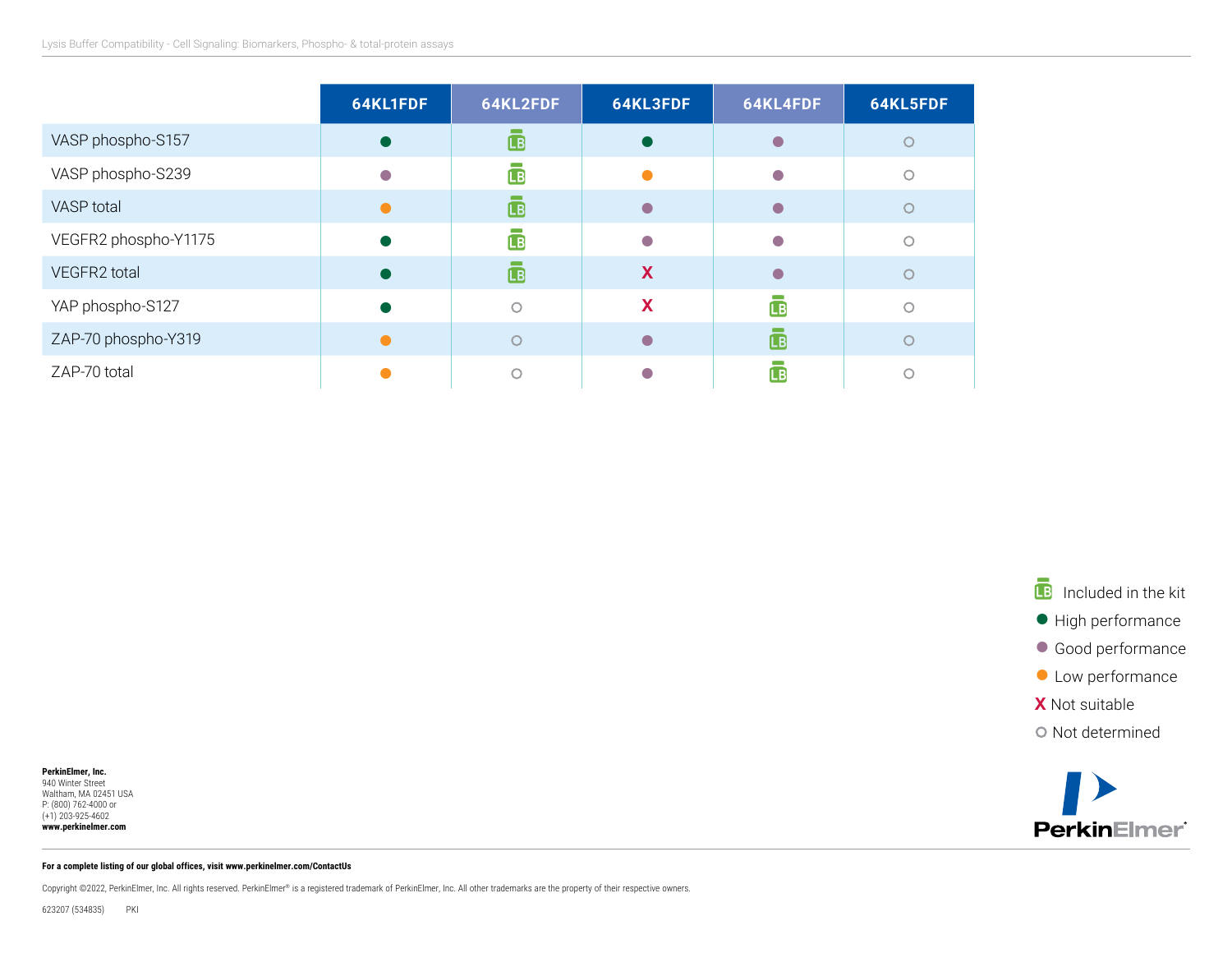| | 64KL1FDF | 64KL2FDF | 64KL3FDF | 64KL4FDF | 64KL5FDF |
|---|---|---|---|---|---|
| VASP phospho-S157 | High performance | Included in the kit | High performance | Good performance | Not determined |
| VASP phospho-S239 | Good performance | Included in the kit | Low performance | Good performance | Not determined |
| VASP total | Low performance | Included in the kit | Good performance | Good performance | Not determined |
| VEGFR2 phospho-Y1175 | High performance | Included in the kit | Good performance | Good performance | Not determined |
| VEGFR2 total | High performance | Included in the kit | X | Good performance | Not determined |
| YAP phospho-S127 | High performance | Not determined | X | Included in the kit | Not determined |
| ZAP-70 phospho-Y319 | Low performance | Not determined | Good performance | Included in the kit | Not determined |
| ZAP-70 total | Low performance | Not determined | Good performance | Included in the kit | Not determined |

LB Included in the kit
High performance
Good performance
Low performance
X Not suitable
Not determined

**PerkinElmer, Inc.**
940 Winter Street
Waltham, MA 02451 USA
P: (800) 762-4000 or
(+1) 203-925-4602
**www.perkinelmer.com**

**For a complete listing of our global offices, visit www.perkinelmer.com/ContactUs**

Copyright ©2022, PerkinElmer, Inc. All rights reserved. PerkinElmer® is a registered trademark of PerkinElmer, Inc. All other trademarks are the property of their respective owners.

623207 (534835) PKI